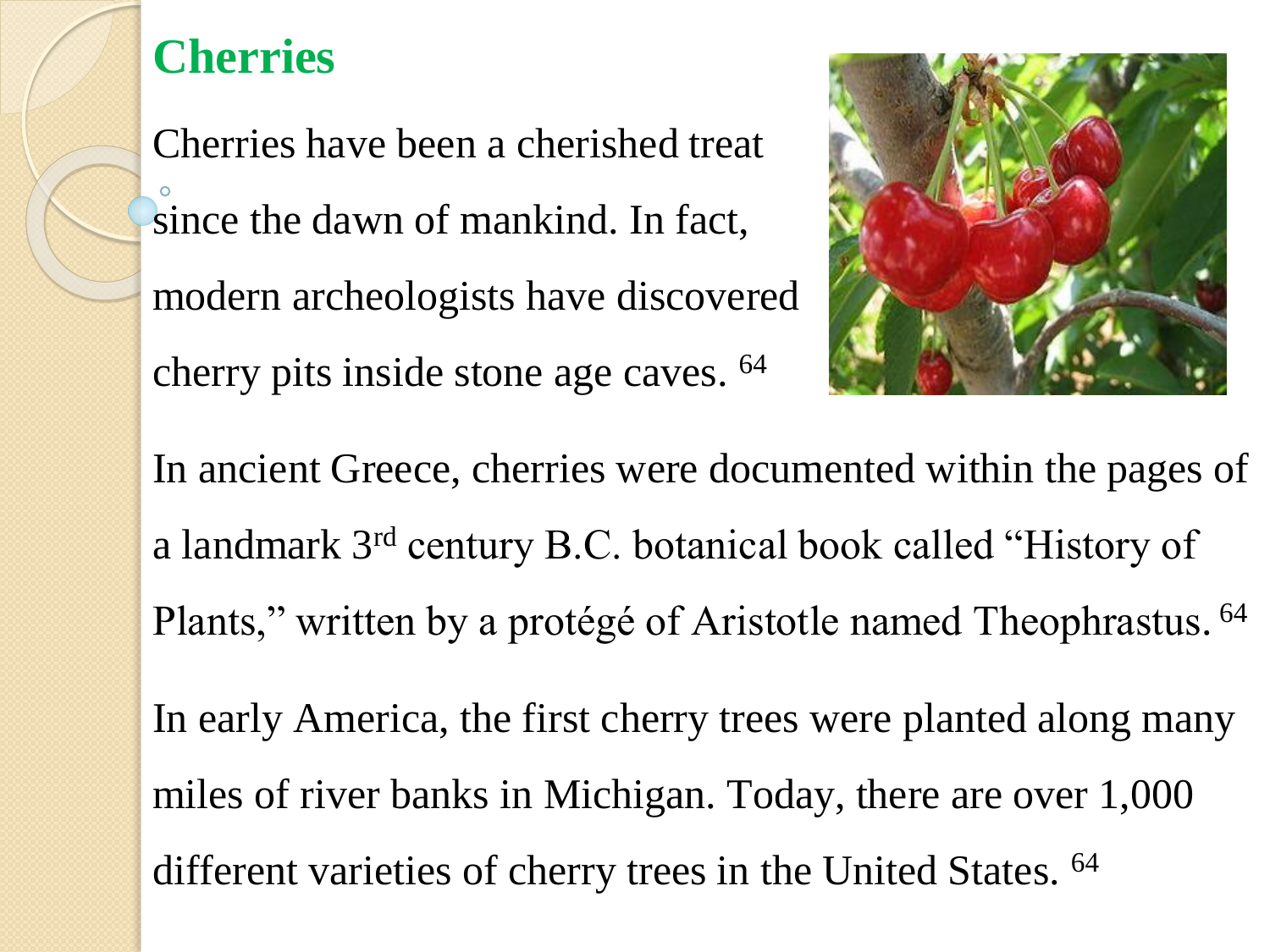## Cherries

Cherries have been a cherished treat since the dawn of mankind. In fact, modern archeologists have discovered cherry pits inside stone age caves. [64]

In ancient Greece, cherries were documented within the pages of a landmark 3rd century B.C. botanical book called "History of Plants," written by a protégé of Aristotle named Theophrastus. [64]

In early America, the first cherry trees were planted along many miles of river banks in Michigan. Today, there are over 1,000 different varieties of cherry trees in the United States. [64]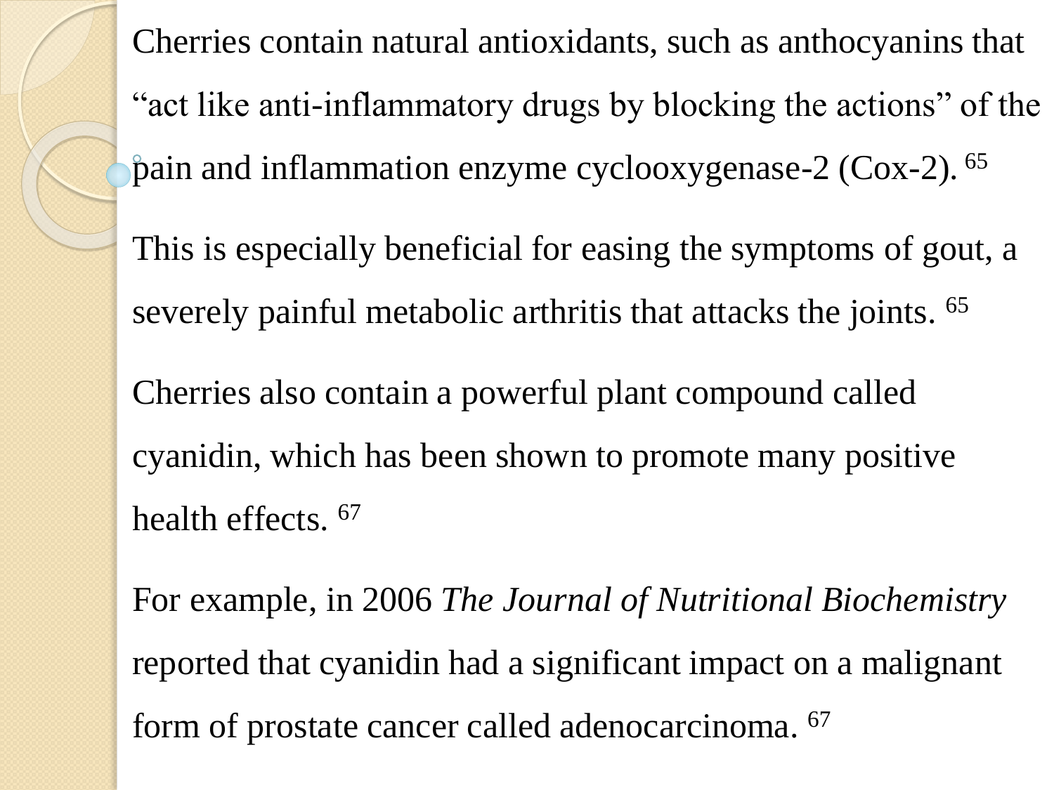Cherries contain natural antioxidants, such as anthocyanins that "act like anti-inflammatory drugs by blocking the actions" of the pain and inflammation enzyme cyclooxygenase-2 (Cox-2). [65]

This is especially beneficial for easing the symptoms of gout, a severely painful metabolic arthritis that attacks the joints. [65]

Cherries also contain a powerful plant compound called cyanidin, which has been shown to promote many positive health effects. [67]

For example, in 2006 *The Journal of Nutritional Biochemistry* reported that cyanidin had a significant impact on a malignant form of prostate cancer called adenocarcinoma. [67]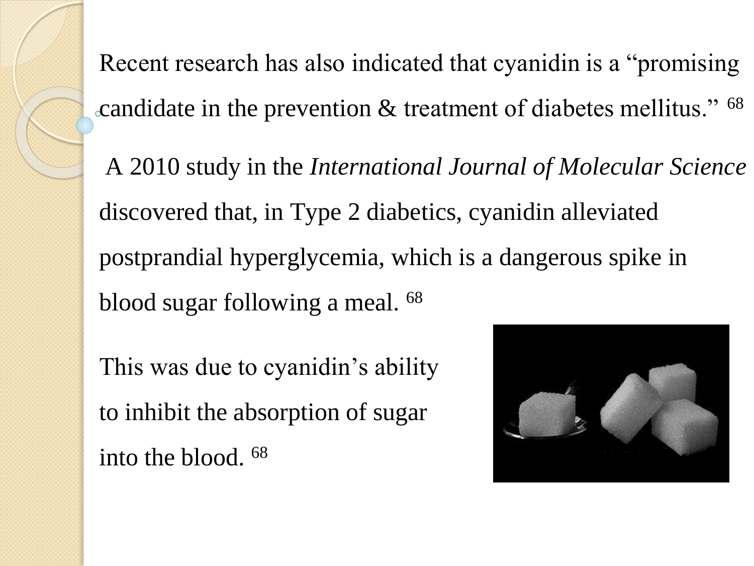Recent research has also indicated that cyanidin is a "promising candidate in the prevention & treatment of diabetes mellitus." [68]

A 2010 study in the *International Journal of Molecular Science* discovered that, in Type 2 diabetics, cyanidin alleviated postprandial hyperglycemia, which is a dangerous spike in blood sugar following a meal. [68]

This was due to cyanidin's ability to inhibit the absorption of sugar into the blood. [68]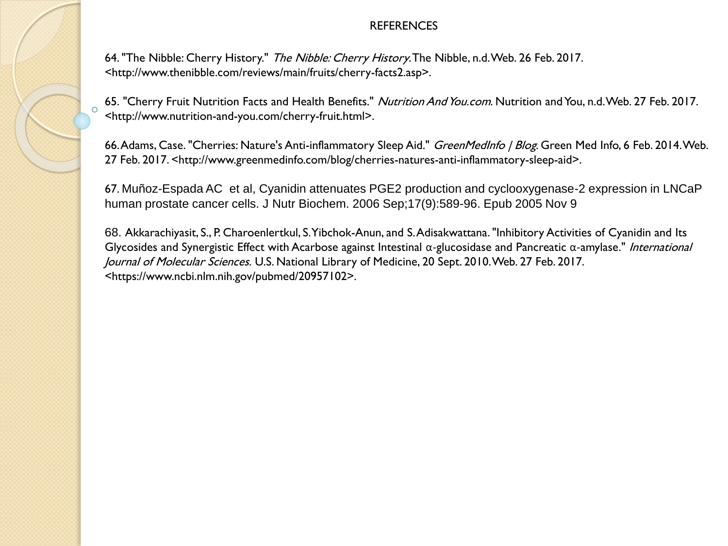# REFERENCES

64. "The Nibble: Cherry History." *The Nibble: Cherry History.* The Nibble, n.d. Web. 26 Feb. 2017. <http://www.thenibble.com/reviews/main/fruits/cherry-facts2.asp>.

65. "Cherry Fruit Nutrition Facts and Health Benefits." *Nutrition And You.com.* Nutrition and You, n.d. Web. 27 Feb. 2017. <http://www.nutrition-and-you.com/cherry-fruit.html>.

66. Adams, Case. "Cherries: Nature's Anti-inflammatory Sleep Aid." *GreenMedInfo | Blog.* Green Med Info, 6 Feb. 2014. Web. 27 Feb. 2017. <http://www.greenmedinfo.com/blog/cherries-natures-anti-inflammatory-sleep-aid>.

67. Muñoz-Espada AC et al, Cyanidin attenuates PGE2 production and cyclooxygenase-2 expression in LNCaP human prostate cancer cells. J Nutr Biochem. 2006 Sep;17(9):589-96. Epub 2005 Nov 9

68. Akkarachiyasit, S., P. Charoenlertkul, S. Yibchok-Anun, and S. Adisakwattana. "Inhibitory Activities of Cyanidin and Its Glycosides and Synergistic Effect with Acarbose against Intestinal α-glucosidase and Pancreatic α-amylase." *International Journal of Molecular Sciences.* U.S. National Library of Medicine, 20 Sept. 2010. Web. 27 Feb. 2017. <https://www.ncbi.nlm.nih.gov/pubmed/20957102>.